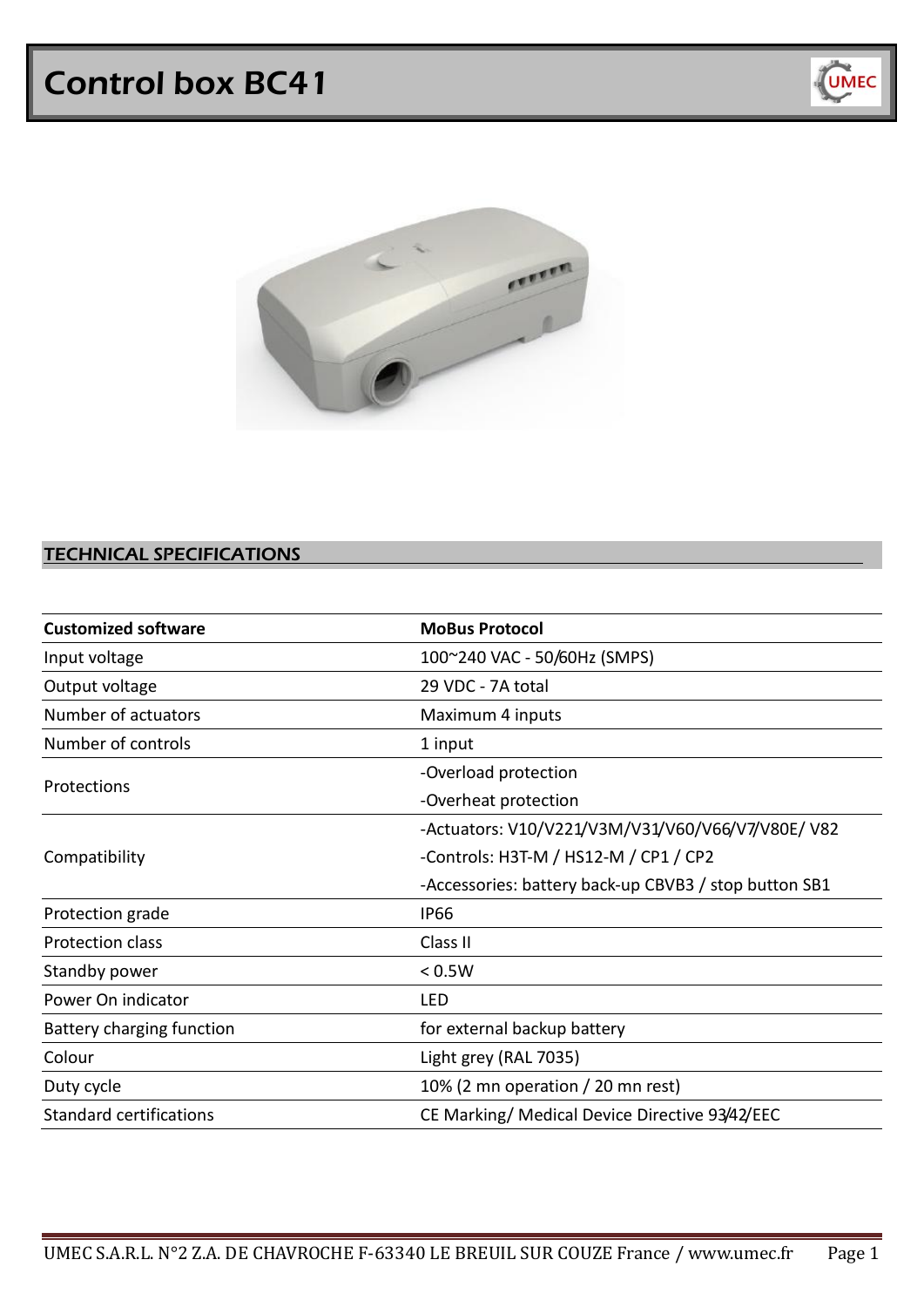# Control box BC41

## TECHNICAL SPECIFICATIONS

| **Customized software** | **MoBus Protocol** |
|---|---|
| Input voltage | 100~240 VAC - 50/60Hz (SMPS) |
| Output voltage | 29 VDC - 7A total |
| Number of actuators | Maximum 4 inputs |
| Number of controls | 1 input |
| Protections | -Overload protection<br>-Overheat protection |
| Compatibility | -Actuators: V10/V221/V3M/V31/V60/V66/V7/V80E/ V82<br>-Controls: H3T-M / HS12-M / CP1 / CP2<br>-Accessories: battery back-up CBVB3 / stop button SB1 |
| Protection grade | IP66 |
| Protection class | Class II |
| Standby power | < 0.5W |
| Power On indicator | LED |
| Battery charging function | for external backup battery |
| Colour | Light grey (RAL 7035) |
| Duty cycle | 10% (2 mn operation / 20 mn rest) |
| Standard certifications | CE Marking/ Medical Device Directive 93/42/EEC |

UMEC S.A.R.L. N°2 Z.A. DE CHAVROCHE F-63340 LE BREUIL SUR COUZE France / www.umec.fr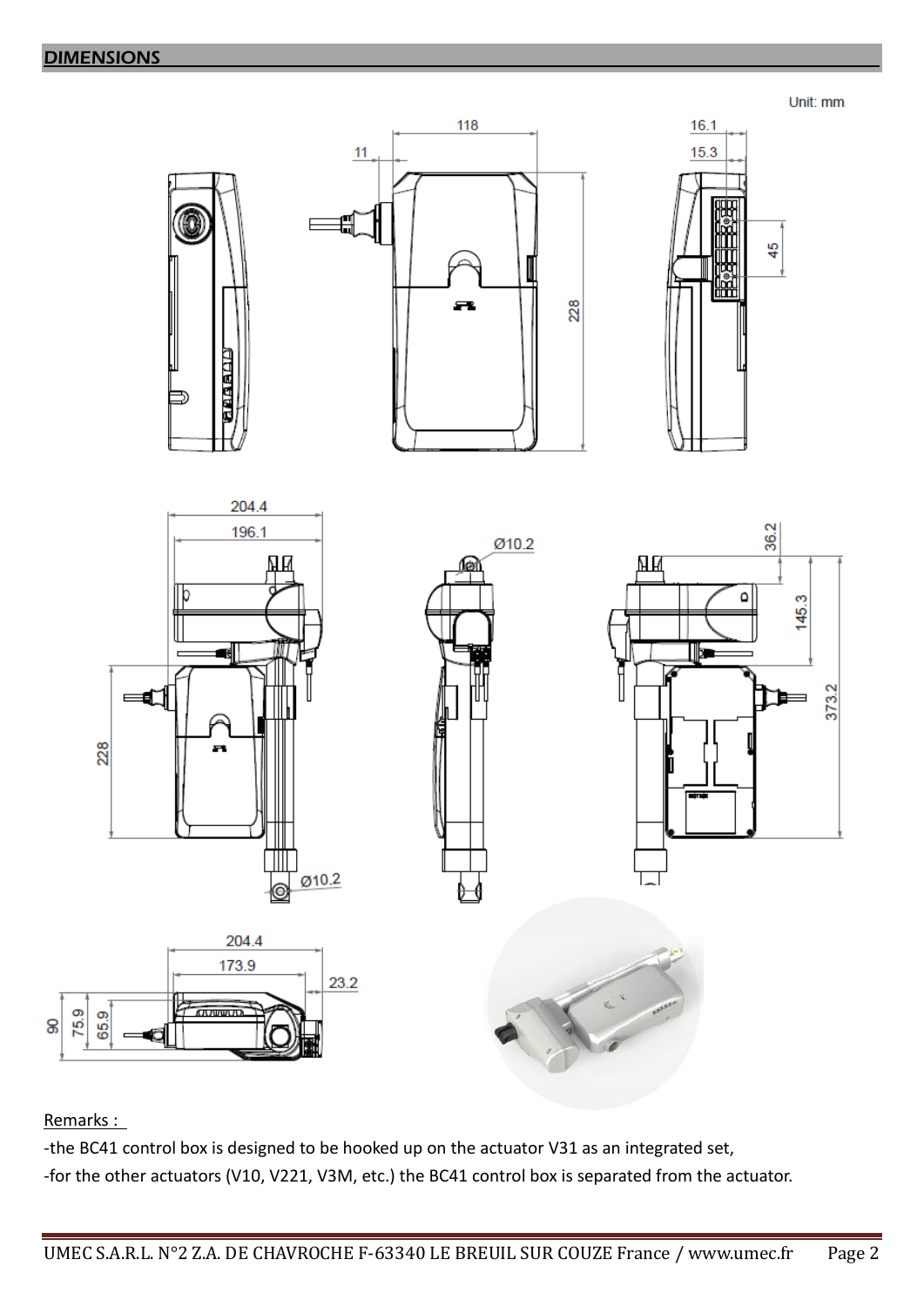## DIMENSIONS

Unit: mm

Remarks :

-the BC41 control box is designed to be hooked up on the actuator V31 as an integrated set,

-for the other actuators (V10, V221, V3M, etc.) the BC41 control box is separated from the actuator.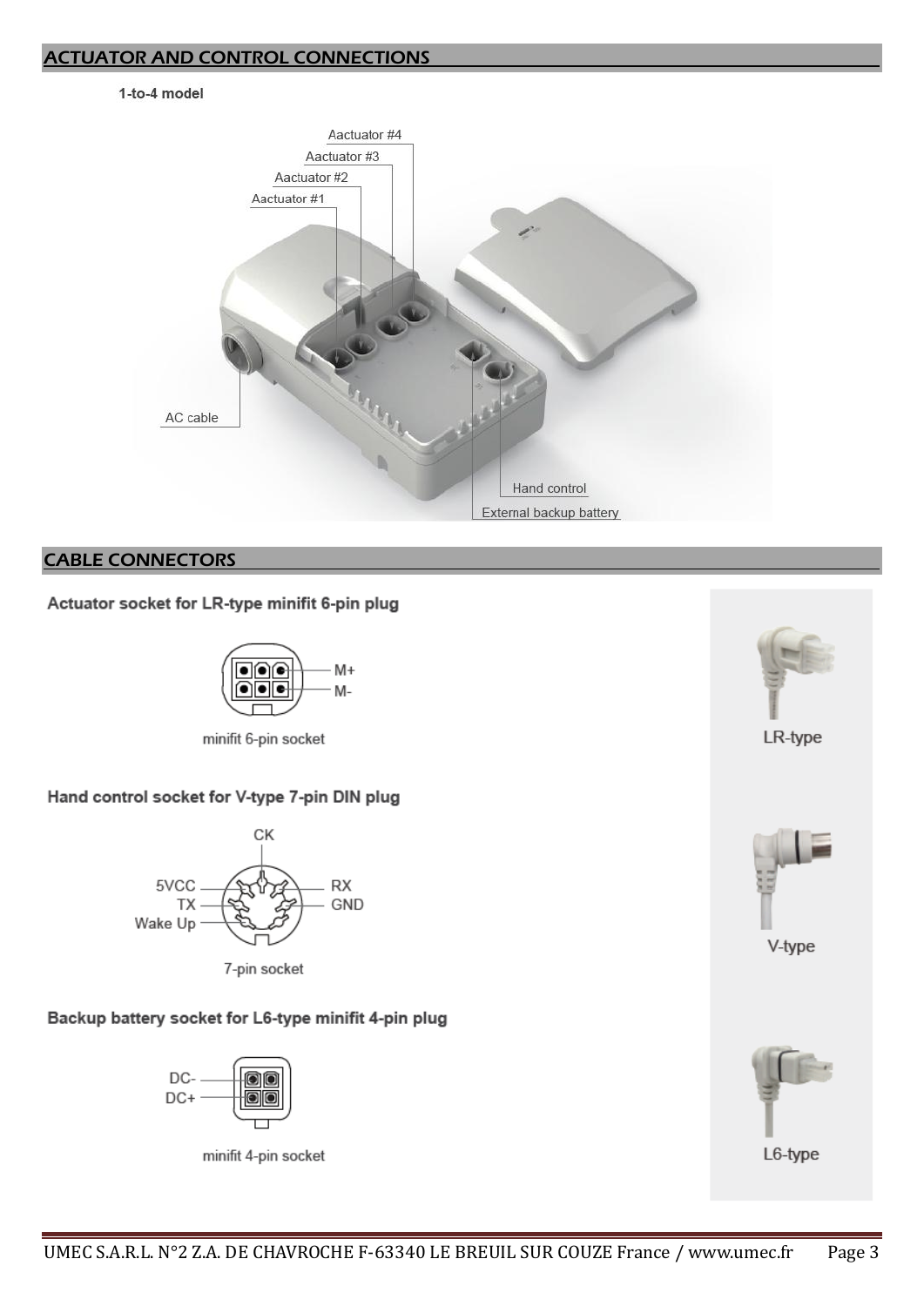## ACTUATOR AND CONTROL CONNECTIONS

1-to-4 model

Aactuator #4

Aactuator #3

Aactuator #2

Aactuator #1

AC cable

Hand control

External backup battery

## CABLE CONNECTORS

**Actuator socket for LR-type minifit 6-pin plug**

M+

M-

minifit 6-pin socket

LR-type

**Hand control socket for V-type 7-pin DIN plug**

CK

5VCC

TX

Wake Up

RX

GND

7-pin socket

V-type

**Backup battery socket for L6-type minifit 4-pin plug**

DC-

DC+

minifit 4-pin socket

L6-type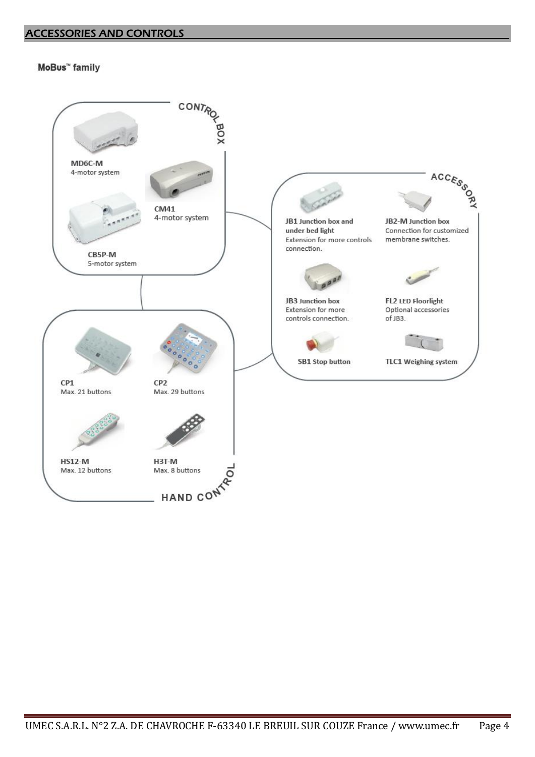## ACCESSORIES AND CONTROLS

**MoBus™ family**

CONTROL BOX

MD6C-M
4-motor system

CM41
4-motor system

CB5P-M
5-motor system

ACCESSORY

JB1 Junction box and under bed light
Extension for more controls connection.

JB2-M Junction box
Connection for customized membrane switches.

JB3 Junction box
Extension for more controls connection.

FL2 LED Floorlight
Optional accessories of JB3.

SB1 Stop button

TLC1 Weighing system

HAND CONTROL

CP1
Max. 21 buttons

CP2
Max. 29 buttons

HS12-M
Max. 12 buttons

H3T-M
Max. 8 buttons